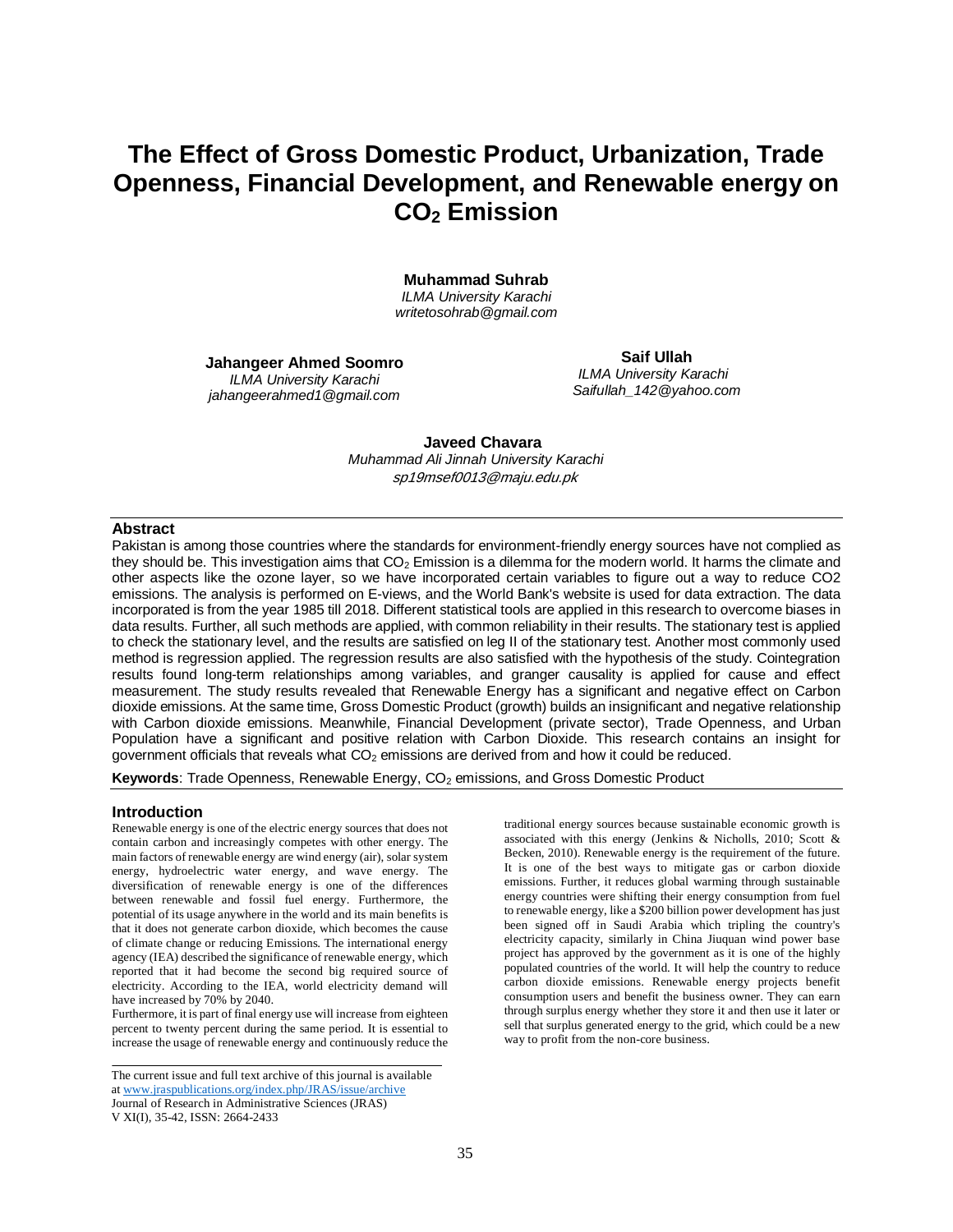# The Effect of Gross Domestic Product, Urbanization, Trade Openness, Financial Development, and Renewable energy on $CO_2$ Emission

**Muhammad Suhrab**
*ILMA University Karachi*
*writetosohrab@gmail.com*

**Jahangeer Ahmed Soomro**
*ILMA University Karachi*
*jahangeerahmed1@gmail.com*

**Saif Ullah**
*ILMA University Karachi*
*Saifullah_142@yahoo.com*

**Javeed Chavara**
*Muhammad Ali Jinnah University Karachi*
*sp19msef0013@maju.edu.pk*

## Abstract

Pakistan is among those countries where the standards for environment-friendly energy sources have not complied as they should be. This investigation aims that $CO_2$ Emission is a dilemma for the modern world. It harms the climate and other aspects like the ozone layer, so we have incorporated certain variables to figure out a way to reduce CO2 emissions. The analysis is performed on E-views, and the World Bank's website is used for data extraction. The data incorporated is from the year 1985 till 2018. Different statistical tools are applied in this research to overcome biases in data results. Further, all such methods are applied, with common reliability in their results. The stationary test is applied to check the stationary level, and the results are satisfied on leg II of the stationary test. Another most commonly used method is regression applied. The regression results are also satisfied with the hypothesis of the study. Cointegration results found long-term relationships among variables, and granger causality is applied for cause and effect measurement. The study results revealed that Renewable Energy has a significant and negative effect on Carbon dioxide emissions. At the same time, Gross Domestic Product (growth) builds an insignificant and negative relationship with Carbon dioxide emissions. Meanwhile, Financial Development (private sector), Trade Openness, and Urban Population have a significant and positive relation with Carbon Dioxide. This research contains an insight for government officials that reveals what $CO_2$ emissions are derived from and how it could be reduced.

**Keywords**: Trade Openness, Renewable Energy, $CO_2$ emissions, and Gross Domestic Product

## Introduction

Renewable energy is one of the electric energy sources that does not contain carbon and increasingly competes with other energy. The main factors of renewable energy are wind energy (air), solar system energy, hydroelectric water energy, and wave energy. The diversification of renewable energy is one of the differences between renewable and fossil fuel energy. Furthermore, the potential of its usage anywhere in the world and its main benefits is that it does not generate carbon dioxide, which becomes the cause of climate change or reducing Emissions. The international energy agency (IEA) described the significance of renewable energy, which reported that it had become the second big required source of electricity. According to the IEA, world electricity demand will have increased by 70% by 2040.

Furthermore, it is part of final energy use will increase from eighteen percent to twenty percent during the same period. It is essential to increase the usage of renewable energy and continuously reduce the traditional energy sources because sustainable economic growth is associated with this energy (Jenkins & Nicholls, 2010; Scott & Becken, 2010). Renewable energy is the requirement of the future. It is one of the best ways to mitigate gas or carbon dioxide emissions. Further, it reduces global warming through sustainable energy countries were shifting their energy consumption from fuel to renewable energy, like a $200 billion power development has just been signed off in Saudi Arabia which tripling the country's electricity capacity, similarly in China Jiuquan wind power base project has approved by the government as it is one of the highly populated countries of the world. It will help the country to reduce carbon dioxide emissions. Renewable energy projects benefit consumption users and benefit the business owner. They can earn through surplus energy whether they store it and then use it later or sell that surplus generated energy to the grid, which could be a new way to profit from the non-core business.

The current issue and full text archive of this journal is available at www.jraspublications.org/index.php/JRAS/issue/archive
Journal of Research in Administrative Sciences (JRAS)
V XI(I), 35-42, ISSN: 2664-2433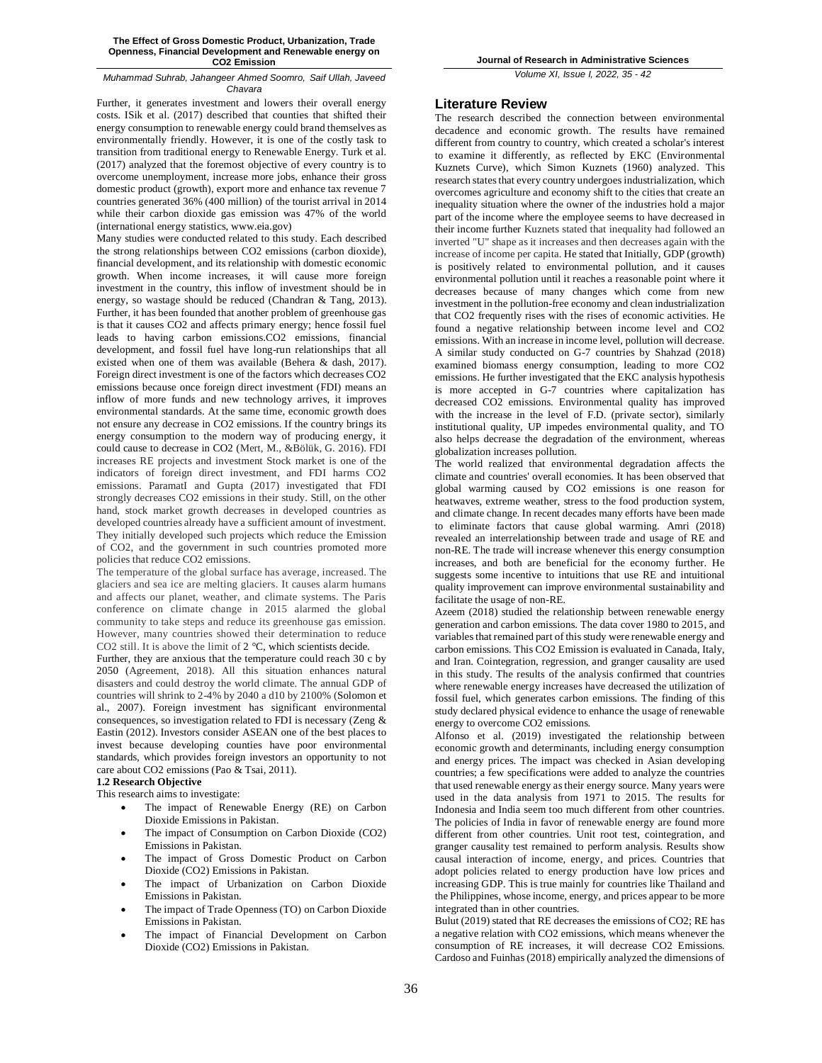Further, it generates investment and lowers their overall energy costs. ISik et al. (2017) described that counties that shifted their energy consumption to renewable energy could brand themselves as environmentally friendly. However, it is one of the costly task to transition from traditional energy to Renewable Energy. Turk et al. (2017) analyzed that the foremost objective of every country is to overcome unemployment, increase more jobs, enhance their gross domestic product (growth), export more and enhance tax revenue 7 countries generated 36% (400 million) of the tourist arrival in 2014 while their carbon dioxide gas emission was 47% of the world (international energy statistics, www.eia.gov)

Many studies were conducted related to this study. Each described the strong relationships between $CO_2$ emissions (carbon dioxide), financial development, and its relationship with domestic economic growth. When income increases, it will cause more foreign investment in the country, this inflow of investment should be in energy, so wastage should be reduced (Chandran & Tang, 2013). Further, it has been founded that another problem of greenhouse gas is that it causes $CO_2$ and affects primary energy; hence fossil fuel leads to having carbon emissions.$CO_2$ emissions, financial development, and fossil fuel have long-run relationships that all existed when one of them was available (Behera & dash, 2017). Foreign direct investment is one of the factors which decreases $CO_2$ emissions because once foreign direct investment (FDI) means an inflow of more funds and new technology arrives, it improves environmental standards. At the same time, economic growth does not ensure any decrease in $CO_2$ emissions. If the country brings its energy consumption to the modern way of producing energy, it could cause to decrease in $CO_2$ (Mert, M., &Bölük, G. 2016). FDI increases RE projects and investment Stock market is one of the indicators of foreign direct investment, and FDI harms $CO_2$ emissions. ParamatI and Gupta (2017) investigated that FDI strongly decreases $CO_2$ emissions in their study. Still, on the other hand, stock market growth decreases in developed countries as developed countries already have a sufficient amount of investment. They initially developed such projects which reduce the Emission of $CO_2$, and the government in such countries promoted more policies that reduce $CO_2$ emissions.

The temperature of the global surface has average, increased. The glaciers and sea ice are melting glaciers. It causes alarm humans and affects our planet, weather, and climate systems. The Paris conference on climate change in 2015 alarmed the global community to take steps and reduce its greenhouse gas emission. However, many countries showed their determination to reduce $CO_2$ still. It is above the limit of 2 °C, which scientists decide.

Further, they are anxious that the temperature could reach 30 c by 2050 (Agreement, 2018). All this situation enhances natural disasters and could destroy the world climate. The annual GDP of countries will shrink to 2-4% by 2040 a d10 by 2100% (Solomon et al., 2007). Foreign investment has significant environmental consequences, so investigation related to FDI is necessary (Zeng & Eastin (2012). Investors consider ASEAN one of the best places to invest because developing counties have poor environmental standards, which provides foreign investors an opportunity to not care about $CO_2$ emissions (Pao & Tsai, 2011).

**1.2 Research Objective**

This research aims to investigate:

- The impact of Renewable Energy (RE) on Carbon Dioxide Emissions in Pakistan.
- The impact of Consumption on Carbon Dioxide ($CO_2$) Emissions in Pakistan.
- The impact of Gross Domestic Product on Carbon Dioxide ($CO_2$) Emissions in Pakistan.
- The impact of Urbanization on Carbon Dioxide Emissions in Pakistan.
- The impact of Trade Openness (TO) on Carbon Dioxide Emissions in Pakistan.
- The impact of Financial Development on Carbon Dioxide ($CO_2$) Emissions in Pakistan.

## Literature Review

The research described the connection between environmental decadence and economic growth. The results have remained different from country to country, which created a scholar's interest to examine it differently, as reflected by EKC (Environmental Kuznets Curve), which Simon Kuznets (1960) analyzed. This research states that every country undergoes industrialization, which overcomes agriculture and economy shift to the cities that create an inequality situation where the owner of the industries hold a major part of the income where the employee seems to have decreased in their income further Kuznets stated that inequality had followed an inverted "U" shape as it increases and then decreases again with the increase of income per capita. He stated that Initially, GDP (growth) is positively related to environmental pollution, and it causes environmental pollution until it reaches a reasonable point where it decreases because of many changes which come from new investment in the pollution-free economy and clean industrialization that $CO_2$ frequently rises with the rises of economic activities. He found a negative relationship between income level and $CO_2$ emissions. With an increase in income level, pollution will decrease. A similar study conducted on G-7 countries by Shahzad (2018) examined biomass energy consumption, leading to more $CO_2$ emissions. He further investigated that the EKC analysis hypothesis is more accepted in G-7 countries where capitalization has decreased $CO_2$ emissions. Environmental quality has improved with the increase in the level of F.D. (private sector), similarly institutional quality, UP impedes environmental quality, and TO also helps decrease the degradation of the environment, whereas globalization increases pollution.

The world realized that environmental degradation affects the climate and countries' overall economies. It has been observed that global warming caused by $CO_2$ emissions is one reason for heatwaves, extreme weather, stress to the food production system, and climate change. In recent decades many efforts have been made to eliminate factors that cause global warming. Amri (2018) revealed an interrelationship between trade and usage of RE and non-RE. The trade will increase whenever this energy consumption increases, and both are beneficial for the economy further. He suggests some incentive to intuitions that use RE and intuitional quality improvement can improve environmental sustainability and facilitate the usage of non-RE.

Azeem (2018) studied the relationship between renewable energy generation and carbon emissions. The data cover 1980 to 2015, and variables that remained part of this study were renewable energy and carbon emissions. This $CO_2$ Emission is evaluated in Canada, Italy, and Iran. Cointegration, regression, and granger causality are used in this study. The results of the analysis confirmed that countries where renewable energy increases have decreased the utilization of fossil fuel, which generates carbon emissions. The finding of this study declared physical evidence to enhance the usage of renewable energy to overcome $CO_2$ emissions.

Alfonso et al. (2019) investigated the relationship between economic growth and determinants, including energy consumption and energy prices. The impact was checked in Asian developing countries; a few specifications were added to analyze the countries that used renewable energy as their energy source. Many years were used in the data analysis from 1971 to 2015. The results for Indonesia and India seem too much different from other countries. The policies of India in favor of renewable energy are found more different from other countries. Unit root test, cointegration, and granger causality test remained to perform analysis. Results show causal interaction of income, energy, and prices. Countries that adopt policies related to energy production have low prices and increasing GDP. This is true mainly for countries like Thailand and the Philippines, whose income, energy, and prices appear to be more integrated than in other countries.

Bulut (2019) stated that RE decreases the emissions of $CO_2$; RE has a negative relation with $CO_2$ emissions, which means whenever the consumption of RE increases, it will decrease $CO_2$ Emissions. Cardoso and Fuinhas (2018) empirically analyzed the dimensions of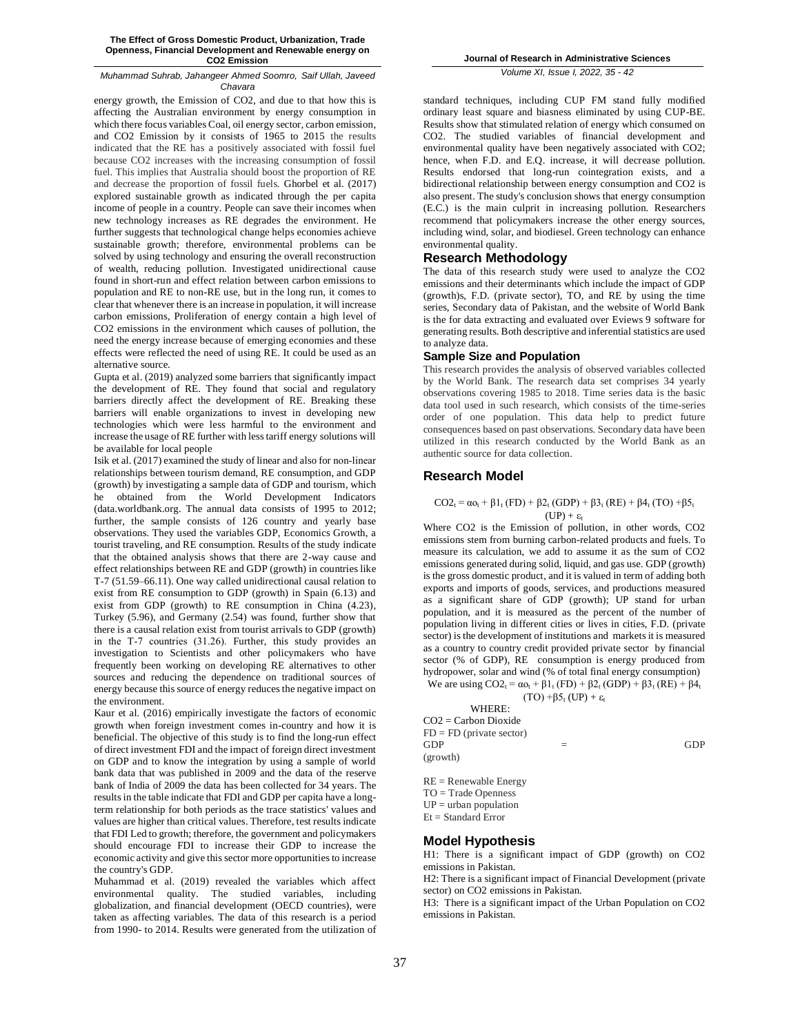energy growth, the Emission of $CO_2$, and due to that how this is affecting the Australian environment by energy consumption in which there focus variables Coal, oil energy sector, carbon emission, and $CO_2$ Emission by it consists of 1965 to 2015 the results indicated that the RE has a positively associated with fossil fuel because $CO_2$ increases with the increasing consumption of fossil fuel. This implies that Australia should boost the proportion of RE and decrease the proportion of fossil fuels. Ghorbel et al. (2017) explored sustainable growth as indicated through the per capita income of people in a country. People can save their incomes when new technology increases as RE degrades the environment. He further suggests that technological change helps economies achieve sustainable growth; therefore, environmental problems can be solved by using technology and ensuring the overall reconstruction of wealth, reducing pollution. Investigated unidirectional cause found in short-run and effect relation between carbon emissions to population and RE to non-RE use, but in the long run, it comes to clear that whenever there is an increase in population, it will increase carbon emissions, Proliferation of energy contain a high level of $CO_2$ emissions in the environment which causes of pollution, the need the energy increase because of emerging economies and these effects were reflected the need of using RE. It could be used as an alternative source.

Gupta et al. (2019) analyzed some barriers that significantly impact the development of RE. They found that social and regulatory barriers directly affect the development of RE. Breaking these barriers will enable organizations to invest in developing new technologies which were less harmful to the environment and increase the usage of RE further with less tariff energy solutions will be available for local people

Isik et al. (2017) examined the study of linear and also for non-linear relationships between tourism demand, RE consumption, and GDP (growth) by investigating a sample data of GDP and tourism, which he obtained from the World Development Indicators (data.worldbank.org. The annual data consists of 1995 to 2012; further, the sample consists of 126 country and yearly base observations. They used the variables GDP, Economics Growth, a tourist traveling, and RE consumption. Results of the study indicate that the obtained analysis shows that there are 2-way cause and effect relationships between RE and GDP (growth) in countries like T-7 (51.59–66.11). One way called unidirectional causal relation to exist from RE consumption to GDP (growth) in Spain (6.13) and exist from GDP (growth) to RE consumption in China (4.23), Turkey (5.96), and Germany (2.54) was found, further show that there is a causal relation exist from tourist arrivals to GDP (growth) in the T-7 countries (31.26). Further, this study provides an investigation to Scientists and other policymakers who have frequently been working on developing RE alternatives to other sources and reducing the dependence on traditional sources of energy because this source of energy reduces the negative impact on the environment.

Kaur et al. (2016) empirically investigate the factors of economic growth when foreign investment comes in-country and how it is beneficial. The objective of this study is to find the long-run effect of direct investment FDI and the impact of foreign direct investment on GDP and to know the integration by using a sample of world bank data that was published in 2009 and the data of the reserve bank of India of 2009 the data has been collected for 34 years. The results in the table indicate that FDI and GDP per capita have a long-term relationship for both periods as the trace statistics' values and values are higher than critical values. Therefore, test results indicate that FDI Led to growth; therefore, the government and policymakers should encourage FDI to increase their GDP to increase the economic activity and give this sector more opportunities to increase the country's GDP.

Muhammad et al. (2019) revealed the variables which affect environmental quality. The studied variables, including globalization, and financial development (OECD countries), were taken as affecting variables. The data of this research is a period from 1990- to 2014. Results were generated from the utilization of standard techniques, including CUP FM stand fully modified ordinary least square and biasness eliminated by using CUP-BE. Results show that stimulated relation of energy which consumed on $CO_2$. The studied variables of financial development and environmental quality have been negatively associated with $CO_2$; hence, when F.D. and E.Q. increase, it will decrease pollution. Results endorsed that long-run cointegration exists, and a bidirectional relationship between energy consumption and $CO_2$ is also present. The study's conclusion shows that energy consumption (E.C.) is the main culprit in increasing pollution. Researchers recommend that policymakers increase the other energy sources, including wind, solar, and biodiesel. Green technology can enhance environmental quality.

## Research Methodology

The data of this research study were used to analyze the $CO_2$ emissions and their determinants which include the impact of GDP (growth)s, F.D. (private sector), TO, and RE by using the time series, Secondary data of Pakistan, and the website of World Bank is the for data extracting and evaluated over Eviews 9 software for generating results. Both descriptive and inferential statistics are used to analyze data.

### Sample Size and Population

This research provides the analysis of observed variables collected by the World Bank. The research data set comprises 34 yearly observations covering 1985 to 2018. Time series data is the basic data tool used in such research, which consists of the time-series order of one population. This data help to predict future consequences based on past observations. Secondary data have been utilized in this research conducted by the World Bank as an authentic source for data collection.

## Research Model

$$CO2_t = \alpha o_t + \beta 1_t (FD) + \beta 2_t (GDP) + \beta 3_t (RE) + \beta 4_t (TO) + \beta 5_t (UP) + \varepsilon_t$$

Where CO2 is the Emission of pollution, in other words, $CO_2$ emissions stem from burning carbon-related products and fuels. To measure its calculation, we add to assume it as the sum of $CO_2$ emissions generated during solid, liquid, and gas use. GDP (growth) is the gross domestic product, and it is valued in term of adding both exports and imports of goods, services, and productions measured as a significant share of GDP (growth); UP stand for urban population, and it is measured as the percent of the number of population living in different cities or lives in cities, F.D. (private sector) is the development of institutions and markets it is measured as a country to country credit provided private sector by financial sector (% of GDP), RE consumption is energy produced from hydropower, solar and wind (% of total final energy consumption)

We are using $CO2_t = \alpha o_t + \beta 1_t (FD) + \beta 2_t (GDP) + \beta 3_t (RE) + \beta 4_t (TO) + \beta 5_t (UP) + \varepsilon_t$

WHERE:

CO2 = Carbon Dioxide

FD = FD (private sector)

GDP = GDP (growth)

RE = Renewable Energy

TO = Trade Openness

UP = urban population

Et = Standard Error

## Model Hypothesis

H1: There is a significant impact of GDP (growth) on $CO_2$ emissions in Pakistan.

H2: There is a significant impact of Financial Development (private sector) on $CO_2$ emissions in Pakistan.

H3: There is a significant impact of the Urban Population on $CO_2$ emissions in Pakistan.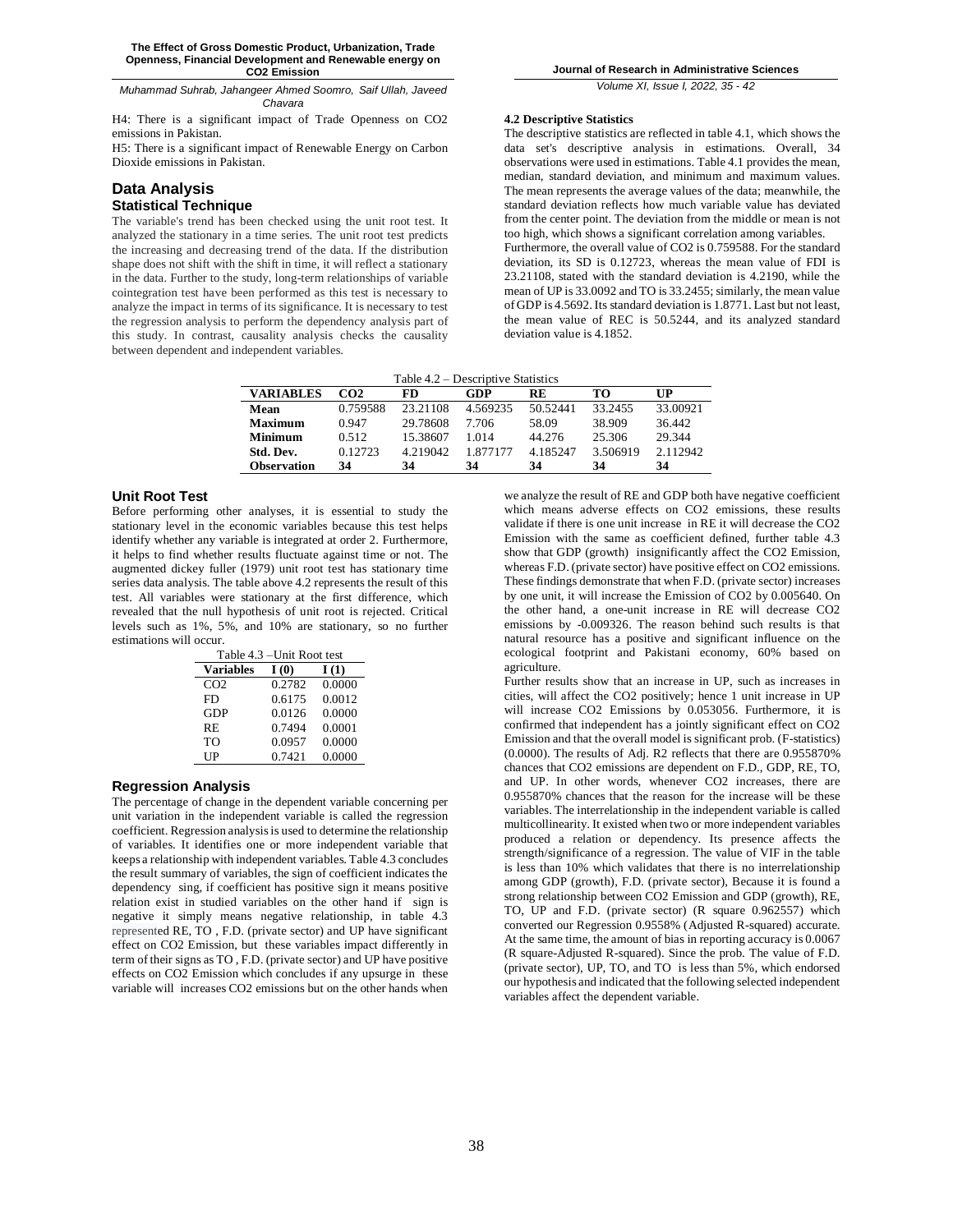H4: There is a significant impact of Trade Openness on $CO_2$ emissions in Pakistan.

H5: There is a significant impact of Renewable Energy on Carbon Dioxide emissions in Pakistan.

## Data Analysis

### Statistical Technique

The variable's trend has been checked using the unit root test. It analyzed the stationary in a time series. The unit root test predicts the increasing and decreasing trend of the data. If the distribution shape does not shift with the shift in time, it will reflect a stationary in the data. Further to the study, long-term relationships of variable cointegration test have been performed as this test is necessary to analyze the impact in terms of its significance. It is necessary to test the regression analysis to perform the dependency analysis part of this study. In contrast, causality analysis checks the causality between dependent and independent variables.

**4.2 Descriptive Statistics**

The descriptive statistics are reflected in table 4.1, which shows the data set's descriptive analysis in estimations. Overall, 34 observations were used in estimations. Table 4.1 provides the mean, median, standard deviation, and minimum and maximum values. The mean represents the average values of the data; meanwhile, the standard deviation reflects how much variable value has deviated from the center point. The deviation from the middle or mean is not too high, which shows a significant correlation among variables. Furthermore, the overall value of $CO_2$ is 0.759588. For the standard deviation, its SD is 0.12723, whereas the mean value of FDI is 23.21108, stated with the standard deviation is 4.2190, while the mean of UP is 33.0092 and TO is 33.2455; similarly, the mean value of GDP is 4.5692. Its standard deviation is 1.8771. Last but not least, the mean value of REC is 50.5244, and its analyzed standard deviation value is 4.1852.

Table 4.2 – Descriptive Statistics

| VARIABLES | CO2 | FD | GDP | RE | TO | UP |
|---|---|---|---|---|---|---|
| **Mean** | 0.759588 | 23.21108 | 4.569235 | 50.52441 | 33.2455 | 33.00921 |
| **Maximum** | 0.947 | 29.78608 | 7.706 | 58.09 | 38.909 | 36.442 |
| **Minimum** | 0.512 | 15.38607 | 1.014 | 44.276 | 25.306 | 29.344 |
| **Std. Dev.** | 0.12723 | 4.219042 | 1.877177 | 4.185247 | 3.506919 | 2.112942 |
| **Observation** | **34** | **34** | **34** | **34** | **34** | **34** |

### Unit Root Test

Before performing other analyses, it is essential to study the stationary level in the economic variables because this test helps identify whether any variable is integrated at order 2. Furthermore, it helps to find whether results fluctuate against time or not. The augmented dickey fuller (1979) unit root test has stationary time series data analysis. The table above 4.2 represents the result of this test. All variables were stationary at the first difference, which revealed that the null hypothesis of unit root is rejected. Critical levels such as 1%, 5%, and 10% are stationary, so no further estimations will occur.

Table 4.3 –Unit Root test

| Variables | I (0) | I (1) |
|---|---|---|
| CO2 | 0.2782 | 0.0000 |
| FD | 0.6175 | 0.0012 |
| GDP | 0.0126 | 0.0000 |
| RE | 0.7494 | 0.0001 |
| TO | 0.0957 | 0.0000 |
| UP | 0.7421 | 0.0000 |

### Regression Analysis

The percentage of change in the dependent variable concerning per unit variation in the independent variable is called the regression coefficient. Regression analysis is used to determine the relationship of variables. It identifies one or more independent variable that keeps a relationship with independent variables. Table 4.3 concludes the result summary of variables, the sign of coefficient indicates the dependency sing, if coefficient has positive sign it means positive relation exist in studied variables on the other hand if sign is negative it simply means negative relationship, in table 4.3 represented RE, TO , F.D. (private sector) and UP have significant effect on $CO_2$ Emission, but these variables impact differently in term of their signs as TO , F.D. (private sector) and UP have positive effects on $CO_2$ Emission which concludes if any upsurge in these variable will increases $CO_2$ emissions but on the other hands when we analyze the result of RE and GDP both have negative coefficient which means adverse effects on $CO_2$ emissions, these results validate if there is one unit increase in RE it will decrease the $CO_2$ Emission with the same as coefficient defined, further table 4.3 show that GDP (growth) insignificantly affect the $CO_2$ Emission, whereas F.D. (private sector) have positive effect on $CO_2$ emissions. These findings demonstrate that when F.D. (private sector) increases by one unit, it will increase the Emission of $CO_2$ by 0.005640. On the other hand, a one-unit increase in RE will decrease $CO_2$ emissions by -0.009326. The reason behind such results is that natural resource has a positive and significant influence on the ecological footprint and Pakistani economy, 60% based on agriculture.

Further results show that an increase in UP, such as increases in cities, will affect the $CO_2$ positively; hence 1 unit increase in UP will increase $CO_2$ Emissions by 0.053056. Furthermore, it is confirmed that independent has a jointly significant effect on $CO_2$ Emission and that the overall model is significant prob. (F-statistics) (0.0000). The results of Adj. R2 reflects that there are 0.955870% chances that $CO_2$ emissions are dependent on F.D., GDP, RE, TO, and UP. In other words, whenever $CO_2$ increases, there are 0.955870% chances that the reason for the increase will be these variables. The interrelationship in the independent variable is called multicollinearity. It existed when two or more independent variables produced a relation or dependency. Its presence affects the strength/significance of a regression. The value of VIF in the table is less than 10% which validates that there is no interrelationship among GDP (growth), F.D. (private sector), Because it is found a strong relationship between $CO_2$ Emission and GDP (growth), RE, TO, UP and F.D. (private sector) (R square 0.962557) which converted our Regression 0.9558% (Adjusted R-squared) accurate. At the same time, the amount of bias in reporting accuracy is 0.0067 (R square-Adjusted R-squared). Since the prob. The value of F.D. (private sector), UP, TO, and TO is less than 5%, which endorsed our hypothesis and indicated that the following selected independent variables affect the dependent variable.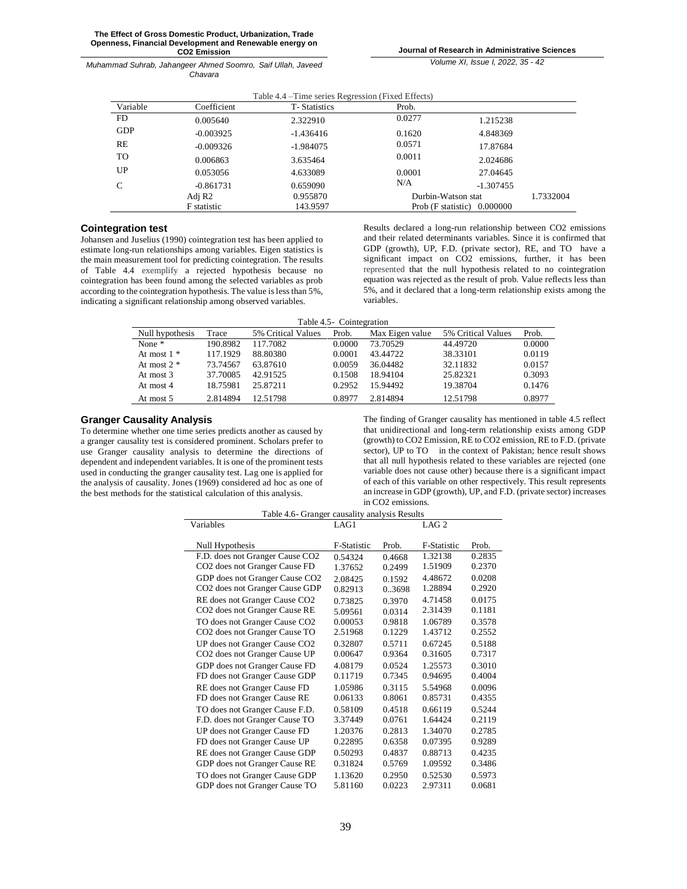Table 4.4 –Time series Regression (Fixed Effects)

| Variable | Coefficient | T- Statistics | Prob. | | |
|---|---|---|---|---|---|
| FD | 0.005640 | 2.322910 | 0.0277 | 1.215238 | |
| GDP | -0.003925 | -1.436416 | 0.1620 | 4.848369 | |
| RE | -0.009326 | -1.984075 | 0.0571 | 17.87684 | |
| TO | 0.006863 | 3.635464 | 0.0011 | 2.024686 | |
| UP | 0.053056 | 4.633089 | 0.0001 | 27.04645 | |
| C | -0.861731 | 0.659090 | N/A | -1.307455 | |
| | Adj R2 | 0.955870 | Durbin-Watson stat | | 1.7332004 |
| | F statistic | 143.9597 | Prob (F statistic) | 0.000000 | |

### Cointegration test

Johansen and Juselius (1990) cointegration test has been applied to estimate long-run relationships among variables. Eigen statistics is the main measurement tool for predicting cointegration. The results of Table 4.4 exemplify a rejected hypothesis because no cointegration has been found among the selected variables as prob according to the cointegration hypothesis. The value is less than 5%, indicating a significant relationship among observed variables.

Results declared a long-run relationship between $CO_2$ emissions and their related determinants variables. Since it is confirmed that GDP (growth), UP, F.D. (private sector), RE, and TO have a significant impact on $CO_2$ emissions, further, it has been represented that the null hypothesis related to no cointegration equation was rejected as the result of prob. Value reflects less than 5%, and it declared that a long-term relationship exists among the variables.

Table 4.5- Cointegration

| Null hypothesis | Trace | 5% Critical Values | Prob. | Max Eigen value | 5% Critical Values | Prob. |
|---|---|---|---|---|---|---|
| None * | 190.8982 | 117.7082 | 0.0000 | 73.70529 | 44.49720 | 0.0000 |
| At most 1 * | 117.1929 | 88.80380 | 0.0001 | 43.44722 | 38.33101 | 0.0119 |
| At most 2 * | 73.74567 | 63.87610 | 0.0059 | 36.04482 | 32.11832 | 0.0157 |
| At most 3 | 37.70085 | 42.91525 | 0.1508 | 18.94104 | 25.82321 | 0.3093 |
| At most 4 | 18.75981 | 25.87211 | 0.2952 | 15.94492 | 19.38704 | 0.1476 |
| At most 5 | 2.814894 | 12.51798 | 0.8977 | 2.814894 | 12.51798 | 0.8977 |

### Granger Causality Analysis

To determine whether one time series predicts another as caused by a granger causality test is considered prominent. Scholars prefer to use Granger causality analysis to determine the directions of dependent and independent variables. It is one of the prominent tests used in conducting the granger causality test. Lag one is applied for the analysis of causality. Jones (1969) considered ad hoc as one of the best methods for the statistical calculation of this analysis.

The finding of Granger causality has mentioned in table 4.5 reflect that unidirectional and long-term relationship exists among GDP (growth) to $CO_2$ Emission, RE to $CO_2$ emission, RE to F.D. (private sector), UP to TO in the context of Pakistan; hence result shows that all null hypothesis related to these variables are rejected (one variable does not cause other) because there is a significant impact of each of this variable on other respectively. This result represents an increase in GDP (growth), UP, and F.D. (private sector) increases in $CO_2$ emissions.

Table 4.6- Granger causality analysis Results

| Variables | LAG1 | | LAG 2 | |
|---|---|---|---|---|
| Null Hypothesis | F-Statistic | Prob. | F-Statistic | Prob. |
| F.D. does not Granger Cause CO2 | 0.54324 | 0.4668 | 1.32138 | 0.2835 |
| CO2 does not Granger Cause FD | 1.37652 | 0.2499 | 1.51909 | 0.2370 |
| GDP does not Granger Cause CO2 | 2.08425 | 0.1592 | 4.48672 | 0.0208 |
| CO2 does not Granger Cause GDP | 0.82913 | 0..3698 | 1.28894 | 0.2920 |
| RE does not Granger Cause CO2 | 0.73825 | 0.3970 | 4.71458 | 0.0175 |
| CO2 does not Granger Cause RE | 5.09561 | 0.0314 | 2.31439 | 0.1181 |
| TO does not Granger Cause CO2 | 0.00053 | 0.9818 | 1.06789 | 0.3578 |
| CO2 does not Granger Cause TO | 2.51968 | 0.1229 | 1.43712 | 0.2552 |
| UP does not Granger Cause CO2 | 0.32807 | 0.5711 | 0.67245 | 0.5188 |
| CO2 does not Granger Cause UP | 0.00647 | 0.9364 | 0.31605 | 0.7317 |
| GDP does not Granger Cause FD | 4.08179 | 0.0524 | 1.25573 | 0.3010 |
| FD does not Granger Cause GDP | 0.11719 | 0.7345 | 0.94695 | 0.4004 |
| RE does not Granger Cause FD | 1.05986 | 0.3115 | 5.54968 | 0.0096 |
| FD does not Granger Cause RE | 0.06133 | 0.8061 | 0.85731 | 0.4355 |
| TO does not Granger Cause F.D. | 0.58109 | 0.4518 | 0.66119 | 0.5244 |
| F.D. does not Granger Cause TO | 3.37449 | 0.0761 | 1.64424 | 0.2119 |
| UP does not Granger Cause FD | 1.20376 | 0.2813 | 1.34070 | 0.2785 |
| FD does not Granger Cause UP | 0.22895 | 0.6358 | 0.07395 | 0.9289 |
| RE does not Granger Cause GDP | 0.50293 | 0.4837 | 0.88713 | 0.4235 |
| GDP does not Granger Cause RE | 0.31824 | 0.5769 | 1.09592 | 0.3486 |
| TO does not Granger Cause GDP | 1.13620 | 0.2950 | 0.52530 | 0.5973 |
| GDP does not Granger Cause TO | 5.81160 | 0.0223 | 2.97311 | 0.0681 |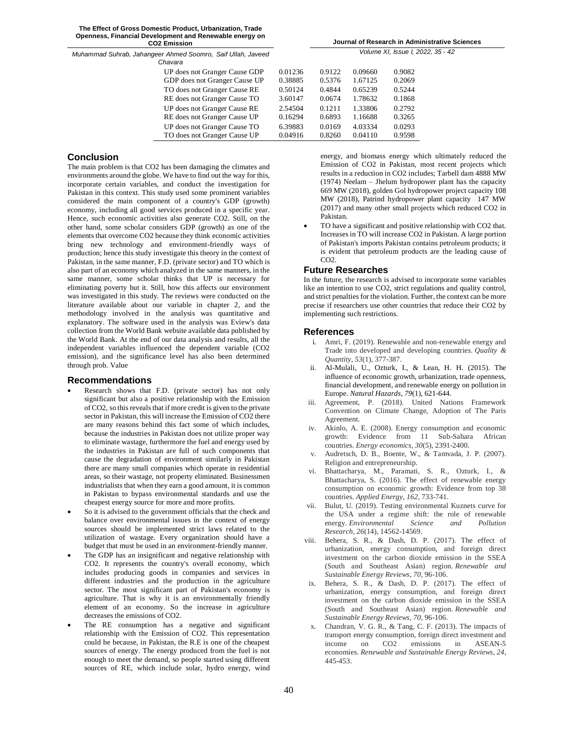| | | | | |
|---|---|---|---|---|
| UP does not Granger Cause GDP | 0.01236 | 0.9122 | 0.09660 | 0.9082 |
| GDP does not Granger Cause UP | 0.38885 | 0.5376 | 1.67125 | 0.2069 |
| TO does not Granger Cause RE | 0.50124 | 0.4844 | 0.65239 | 0.5244 |
| RE does not Granger Cause TO | 3.60147 | 0.0674 | 1.78632 | 0.1868 |
| UP does not Granger Cause RE | 2.54504 | 0.1211 | 1.33806 | 0.2792 |
| RE does not Granger Cause UP | 0.16294 | 0.6893 | 1.16688 | 0.3265 |
| UP does not Granger Cause TO | 6.39883 | 0.0169 | 4.03334 | 0.0293 |
| TO does not Granger Cause UP | 0.04916 | 0.8260 | 0.04110 | 0.9598 |

## Conclusion

The main problem is that CO2 has been damaging the climates and environments around the globe. We have to find out the way for this, incorporate certain variables, and conduct the investigation for Pakistan in this context. This study used some prominent variables considered the main component of a country's GDP (growth) economy, including all good services produced in a specific year. Hence, such economic activities also generate CO2. Still, on the other hand, some scholar considers GDP (growth) as one of the elements that overcome CO2 because they think economic activities bring new technology and environment-friendly ways of production; hence this study investigate this theory in the context of Pakistan, in the same manner, F.D. (private sector) and TO which is also part of an economy which analyzed in the same manners, in the same manner, some scholar thinks that UP is necessary for eliminating poverty but it. Still, how this affects our environment was investigated in this study. The reviews were conducted on the literature available about our variable in chapter 2, and the methodology involved in the analysis was quantitative and explanatory. The software used in the analysis was Eview's data collection from the World Bank website available data published by the World Bank. At the end of our data analysis and results, all the independent variables influenced the dependent variable (CO2 emission), and the significance level has also been determined through prob. Value

## Recommendations

- Research shows that F.D. (private sector) has not only significant but also a positive relationship with the Emission of CO2, so this reveals that if more credit is given to the private sector in Pakistan, this will increase the Emission of CO2 there are many reasons behind this fact some of which includes, because the industries in Pakistan does not utilize proper way to eliminate wastage, furthermore the fuel and energy used by the industries in Pakistan are full of such components that cause the degradation of environment similarly in Pakistan there are many small companies which operate in residential areas, so their wastage, not property eliminated. Businessmen industrialists that when they earn a good amount, it is common in Pakistan to bypass environmental standards and use the cheapest energy source for more and more profits.
- So it is advised to the government officials that the check and balance over environmental issues in the context of energy sources should be implemented strict laws related to the utilization of wastage. Every organization should have a budget that must be used in an environment-friendly manner.
- The GDP has an insignificant and negative relationship with CO2. It represents the country's overall economy, which includes producing goods in companies and services in different industries and the production in the agriculture sector. The most significant part of Pakistan's economy is agriculture. That is why it is an environmentally friendly element of an economy. So the increase in agriculture decreases the emissions of CO2.
- The RE consumption has a negative and significant relationship with the Emission of CO2. This representation could be because, in Pakistan, the R.E is one of the cheapest sources of energy. The energy produced from the fuel is not enough to meet the demand, so people started using different sources of RE, which include solar, hydro energy, wind energy, and biomass energy which ultimately reduced the Emission of CO2 in Pakistan, most recent projects which results in a reduction in CO2 includes; Tarbell dam 4888 MW (1974) Neelam – Jhelum hydropower plant has the capacity 669 MW (2018), golden Gol hydropower project capacity 108 MW (2018), Patrind hydropower plant capacity 147 MW (2017) and many other small projects which reduced CO2 in Pakistan.
- TO have a significant and positive relationship with CO2 that. Increases in TO will increase CO2 in Pakistan. A large portion of Pakistan's imports Pakistan contains petroleum products; it is evident that petroleum products are the leading cause of CO2.

## Future Researches

In the future, the research is advised to incorporate some variables like an intention to use CO2, strict regulations and quality control, and strict penalties for the violation. Further, the context can be more precise if researchers use other countries that reduce their CO2 by implementing such restrictions.

## References

i. Amri, F. (2019). Renewable and non-renewable energy and Trade into developed and developing countries. *Quality & Quantity*, *53*(1), 377-387.

ii. Al-Mulali, U., Ozturk, I., & Lean, H. H. (2015). The influence of economic growth, urbanization, trade openness, financial development, and renewable energy on pollution in Europe. *Natural Hazards*, *79*(1), 621-644.

iii. Agreement, P. (2018). United Nations Framework Convention on Climate Change, Adoption of The Paris Agreement.

iv. Akinlo, A. E. (2008). Energy consumption and economic growth: Evidence from 11 Sub-Sahara African countries. *Energy economics*, *30*(5), 2391-2400.

v. Audretsch, D. B., Boente, W., & Tamvada, J. P. (2007). Religion and entrepreneurship.

vi. Bhattacharya, M., Paramati, S. R., Ozturk, I., & Bhattacharya, S. (2016). The effect of renewable energy consumption on economic growth: Evidence from top 38 countries. *Applied Energy*, *162*, 733-741.

vii. Bulut, U. (2019). Testing environmental Kuznets curve for the USA under a regime shift: the role of renewable energy. *Environmental Science and Pollution Research*, *26*(14), 14562-14569.

viii. Behera, S. R., & Dash, D. P. (2017). The effect of urbanization, energy consumption, and foreign direct investment on the carbon dioxide emission in the SSEA (South and Southeast Asian) region. *Renewable and Sustainable Energy Reviews*, *70*, 96-106.

ix. Behera, S. R., & Dash, D. P. (2017). The effect of urbanization, energy consumption, and foreign direct investment on the carbon dioxide emission in the SSEA (South and Southeast Asian) region. *Renewable and Sustainable Energy Reviews*, *70*, 96-106.

x. Chandran, V. G. R., & Tang, C. F. (2013). The impacts of transport energy consumption, foreign direct investment and income on CO2 emissions in ASEAN-5 economies. *Renewable and Sustainable Energy Reviews*, *24*, 445-453.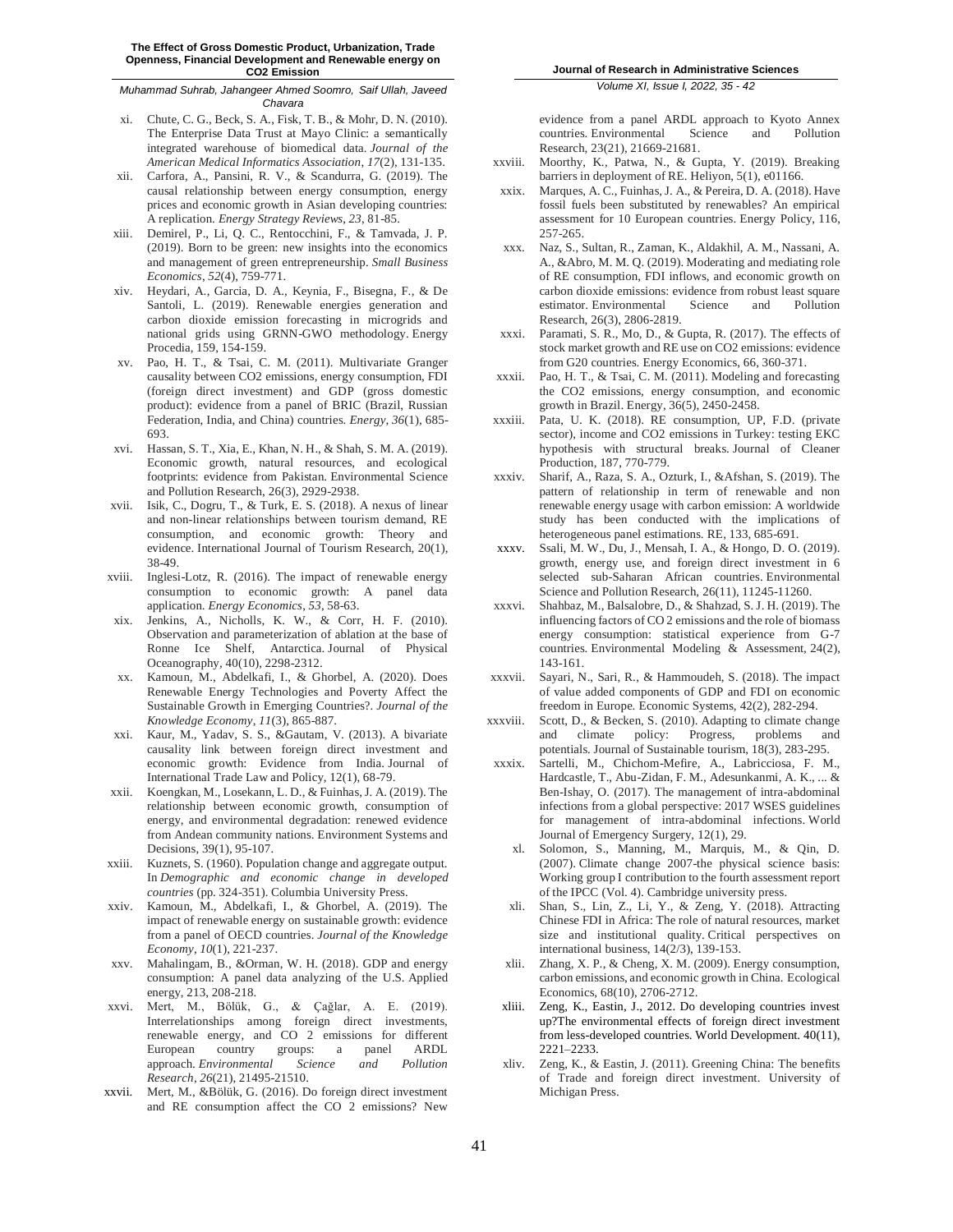xi. Chute, C. G., Beck, S. A., Fisk, T. B., & Mohr, D. N. (2010). The Enterprise Data Trust at Mayo Clinic: a semantically integrated warehouse of biomedical data. *Journal of the American Medical Informatics Association*, *17*(2), 131-135.

xii. Carfora, A., Pansini, R. V., & Scandurra, G. (2019). The causal relationship between energy consumption, energy prices and economic growth in Asian developing countries: A replication. *Energy Strategy Reviews*, *23*, 81-85.

xiii. Demirel, P., Li, Q. C., Rentocchini, F., & Tamvada, J. P. (2019). Born to be green: new insights into the economics and management of green entrepreneurship. *Small Business Economics*, *52*(4), 759-771.

xiv. Heydari, A., Garcia, D. A., Keynia, F., Bisegna, F., & De Santoli, L. (2019). Renewable energies generation and carbon dioxide emission forecasting in microgrids and national grids using GRNN-GWO methodology. Energy Procedia, 159, 154-159.

xv. Pao, H. T., & Tsai, C. M. (2011). Multivariate Granger causality between CO2 emissions, energy consumption, FDI (foreign direct investment) and GDP (gross domestic product): evidence from a panel of BRIC (Brazil, Russian Federation, India, and China) countries. *Energy*, *36*(1), 685-693.

xvi. Hassan, S. T., Xia, E., Khan, N. H., & Shah, S. M. A. (2019). Economic growth, natural resources, and ecological footprints: evidence from Pakistan. Environmental Science and Pollution Research, 26(3), 2929-2938.

xvii. Isik, C., Dogru, T., & Turk, E. S. (2018). A nexus of linear and non-linear relationships between tourism demand, RE consumption, and economic growth: Theory and evidence. International Journal of Tourism Research, 20(1), 38-49.

xviii. Inglesi-Lotz, R. (2016). The impact of renewable energy consumption to economic growth: A panel data application. *Energy Economics*, *53*, 58-63.

xix. Jenkins, A., Nicholls, K. W., & Corr, H. F. (2010). Observation and parameterization of ablation at the base of Ronne Ice Shelf, Antarctica. Journal of Physical Oceanography, 40(10), 2298-2312.

xx. Kamoun, M., Abdelkafi, I., & Ghorbel, A. (2020). Does Renewable Energy Technologies and Poverty Affect the Sustainable Growth in Emerging Countries?. *Journal of the Knowledge Economy*, *11*(3), 865-887.

xxi. Kaur, M., Yadav, S. S., &Gautam, V. (2013). A bivariate causality link between foreign direct investment and economic growth: Evidence from India. Journal of International Trade Law and Policy, 12(1), 68-79.

xxii. Koengkan, M., Losekann, L. D., & Fuinhas, J. A. (2019). The relationship between economic growth, consumption of energy, and environmental degradation: renewed evidence from Andean community nations. Environment Systems and Decisions, 39(1), 95-107.

xxiii. Kuznets, S. (1960). Population change and aggregate output. In *Demographic and economic change in developed countries* (pp. 324-351). Columbia University Press.

xxiv. Kamoun, M., Abdelkafi, I., & Ghorbel, A. (2019). The impact of renewable energy on sustainable growth: evidence from a panel of OECD countries. *Journal of the Knowledge Economy*, *10*(1), 221-237.

xxv. Mahalingam, B., &Orman, W. H. (2018). GDP and energy consumption: A panel data analyzing of the U.S. Applied energy, 213, 208-218.

xxvi. Mert, M., Bölük, G., & Çağlar, A. E. (2019). Interrelationships among foreign direct investments, renewable energy, and CO 2 emissions for different European country groups: a panel ARDL approach. *Environmental Science and Pollution Research*, *26*(21), 21495-21510.

xxvii. Mert, M., &Bölük, G. (2016). Do foreign direct investment and RE consumption affect the CO 2 emissions? New evidence from a panel ARDL approach to Kyoto Annex countries. Environmental Science and Pollution Research, 23(21), 21669-21681.

xxviii. Moorthy, K., Patwa, N., & Gupta, Y. (2019). Breaking barriers in deployment of RE. Heliyon, 5(1), e01166.

xxix. Marques, A. C., Fuinhas, J. A., & Pereira, D. A. (2018). Have fossil fuels been substituted by renewables? An empirical assessment for 10 European countries. Energy Policy, 116, 257-265.

xxx. Naz, S., Sultan, R., Zaman, K., Aldakhil, A. M., Nassani, A. A., &Abro, M. M. Q. (2019). Moderating and mediating role of RE consumption, FDI inflows, and economic growth on carbon dioxide emissions: evidence from robust least square estimator. Environmental Science and Pollution Research, 26(3), 2806-2819.

xxxi. Paramati, S. R., Mo, D., & Gupta, R. (2017). The effects of stock market growth and RE use on CO2 emissions: evidence from G20 countries. Energy Economics, 66, 360-371.

xxxii. Pao, H. T., & Tsai, C. M. (2011). Modeling and forecasting the CO2 emissions, energy consumption, and economic growth in Brazil. Energy, 36(5), 2450-2458.

xxxiii. Pata, U. K. (2018). RE consumption, UP, F.D. (private sector), income and CO2 emissions in Turkey: testing EKC hypothesis with structural breaks. Journal of Cleaner Production, 187, 770-779.

xxxiv. Sharif, A., Raza, S. A., Ozturk, I., &Afshan, S. (2019). The pattern of relationship in term of renewable and non renewable energy usage with carbon emission: A worldwide study has been conducted with the implications of heterogeneous panel estimations. RE, 133, 685-691.

xxxv. Ssali, M. W., Du, J., Mensah, I. A., & Hongo, D. O. (2019). growth, energy use, and foreign direct investment in 6 selected sub-Saharan African countries. Environmental Science and Pollution Research, 26(11), 11245-11260.

xxxvi. Shahbaz, M., Balsalobre, D., & Shahzad, S. J. H. (2019). The influencing factors of CO 2 emissions and the role of biomass energy consumption: statistical experience from G-7 countries. Environmental Modeling & Assessment, 24(2), 143-161.

xxxvii. Sayari, N., Sari, R., & Hammoudeh, S. (2018). The impact of value added components of GDP and FDI on economic freedom in Europe. Economic Systems, 42(2), 282-294.

xxxviii. Scott, D., & Becken, S. (2010). Adapting to climate change and climate policy: Progress, problems and potentials. Journal of Sustainable tourism, 18(3), 283-295.

xxxix. Sartelli, M., Chichom-Mefire, A., Labricciosa, F. M., Hardcastle, T., Abu-Zidan, F. M., Adesunkanmi, A. K., ... & Ben-Ishay, O. (2017). The management of intra-abdominal infections from a global perspective: 2017 WSES guidelines for management of intra-abdominal infections. World Journal of Emergency Surgery, 12(1), 29.

xl. Solomon, S., Manning, M., Marquis, M., & Qin, D. (2007). Climate change 2007-the physical science basis: Working group I contribution to the fourth assessment report of the IPCC (Vol. 4). Cambridge university press.

xli. Shan, S., Lin, Z., Li, Y., & Zeng, Y. (2018). Attracting Chinese FDI in Africa: The role of natural resources, market size and institutional quality. Critical perspectives on international business, 14(2/3), 139-153.

xlii. Zhang, X. P., & Cheng, X. M. (2009). Energy consumption, carbon emissions, and economic growth in China. Ecological Economics, 68(10), 2706-2712.

xliii. Zeng, K., Eastin, J., 2012. Do developing countries invest up?The environmental effects of foreign direct investment from less-developed countries. World Development. 40(11), 2221–2233.

xliv. Zeng, K., & Eastin, J. (2011). Greening China: The benefits of Trade and foreign direct investment. University of Michigan Press.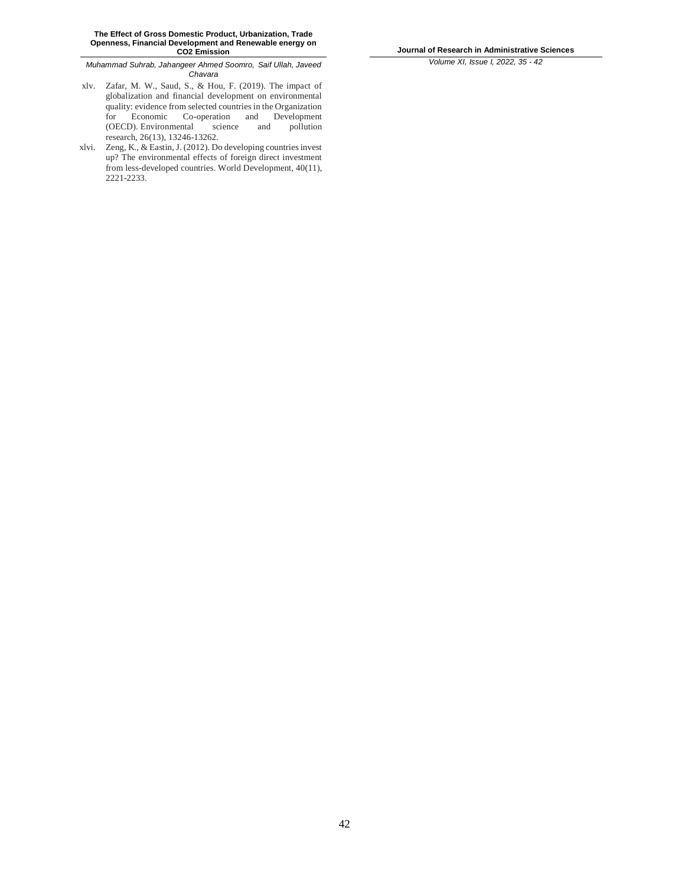xlv. Zafar, M. W., Saud, S., & Hou, F. (2019). The impact of globalization and financial development on environmental quality: evidence from selected countries in the Organization for Economic Co-operation and Development (OECD). Environmental science and pollution research, 26(13), 13246-13262.

xlvi. Zeng, K., & Eastin, J. (2012). Do developing countries invest up? The environmental effects of foreign direct investment from less-developed countries. World Development, 40(11), 2221-2233.